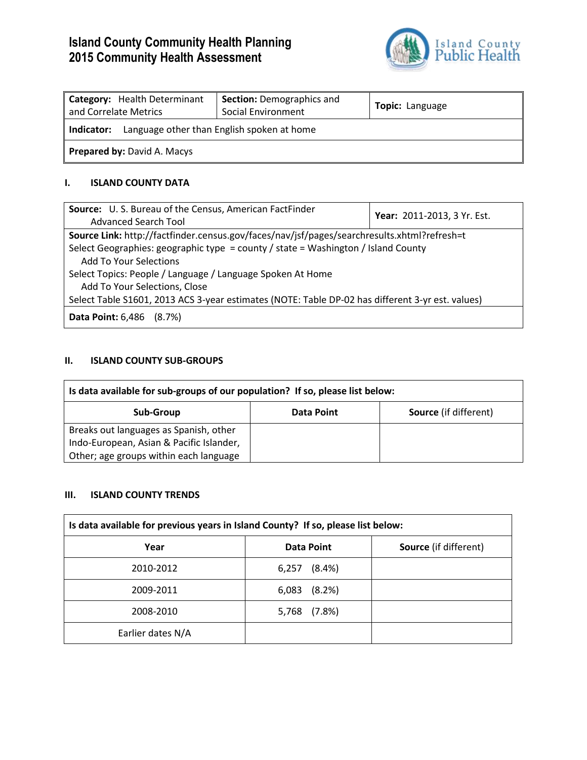# Island County Community Health Planning
# 2015 Community Health Assessment

Island County Public Health

| **Category:** Health Determinant and Correlate Metrics | **Section:** Demographics and Social Environment | **Topic:** Language |
|---|---|---|
| **Indicator:** Language other than English spoken at home | | |
| **Prepared by:** David A. Macys | | |

## I. ISLAND COUNTY DATA

| **Source:** U. S. Bureau of the Census, American FactFinder Advanced Search Tool | **Year:** 2011-2013, 3 Yr. Est. |
|---|---|
| **Source Link:** http://factfinder.census.gov/faces/nav/jsf/pages/searchresults.xhtml?refresh=t<br>Select Geographies: geographic type = county / state = Washington / Island County<br>Add To Your Selections<br>Select Topics: People / Language / Language Spoken At Home<br>Add To Your Selections, Close<br>Select Table S1601, 2013 ACS 3-year estimates (NOTE: Table DP-02 has different 3-yr est. values) | |
| **Data Point:** 6,486 (8.7%) | |

## II. ISLAND COUNTY SUB-GROUPS

**Is data available for sub-groups of our population? If so, please list below:**

| Sub-Group | Data Point | Source (if different) |
|---|---|---|
| Breaks out languages as Spanish, other Indo-European, Asian & Pacific Islander, Other; age groups within each language | | |

## III. ISLAND COUNTY TRENDS

**Is data available for previous years in Island County? If so, please list below:**

| Year | Data Point | Source (if different) |
|---|---|---|
| 2010-2012 | 6,257 (8.4%) | |
| 2009-2011 | 6,083 (8.2%) | |
| 2008-2010 | 5,768 (7.8%) | |
| Earlier dates N/A | | |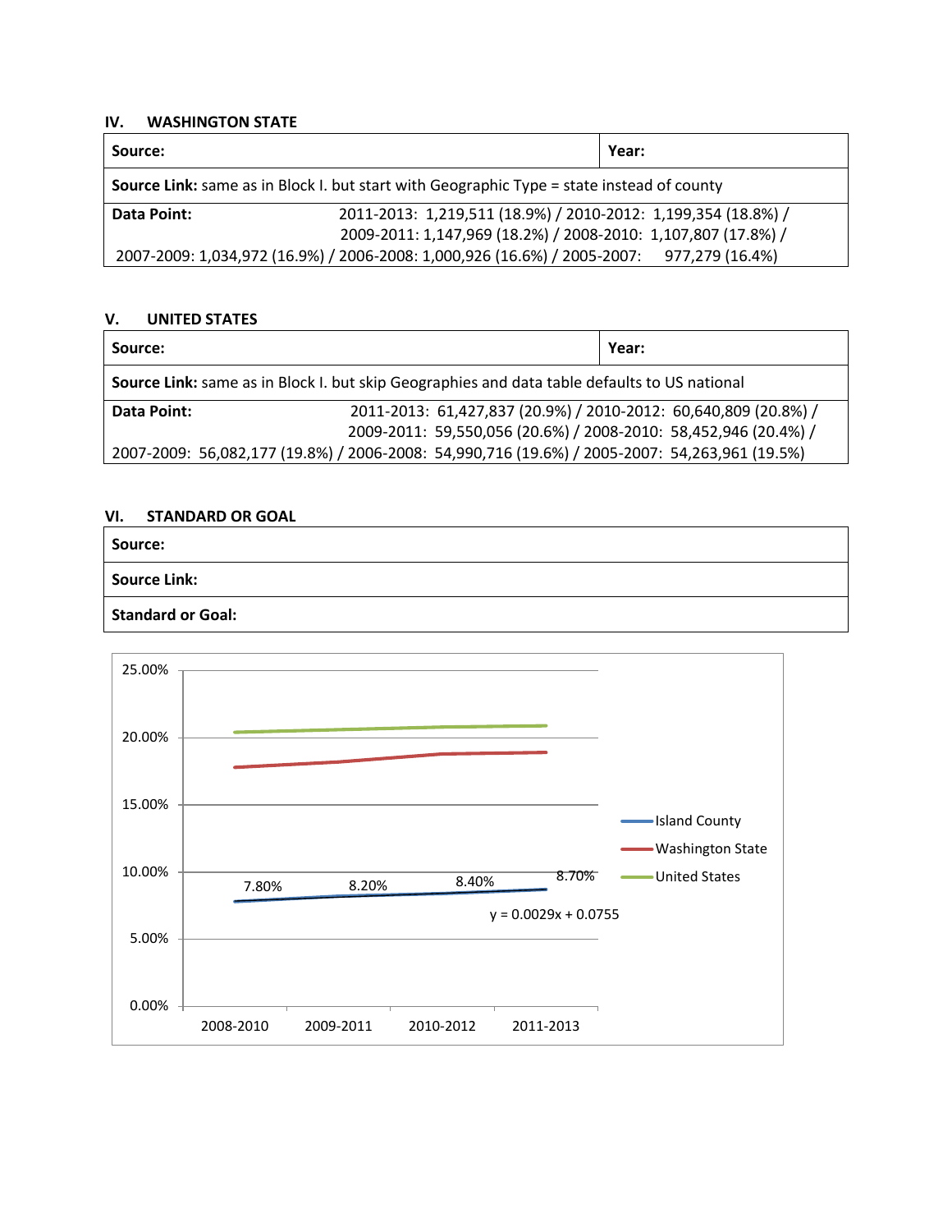## IV. WASHINGTON STATE

| | |
|---|---|
| **Source:** | **Year:** |
| **Source Link:** same as in Block I. but start with Geographic Type = state instead of county | |
| **Data Point:** 2011-2013: 1,219,511 (18.9%) / 2010-2012: 1,199,354 (18.8%) / 2009-2011: 1,147,969 (18.2%) / 2008-2010: 1,107,807 (17.8%) / 2007-2009: 1,034,972 (16.9%) / 2006-2008: 1,000,926 (16.6%) / 2005-2007: 977,279 (16.4%) | |

## V. UNITED STATES

| | |
|---|---|
| **Source:** | **Year:** |
| **Source Link:** same as in Block I. but skip Geographies and data table defaults to US national | |
| **Data Point:** 2011-2013: 61,427,837 (20.9%) / 2010-2012: 60,640,809 (20.8%) / 2009-2011: 59,550,056 (20.6%) / 2008-2010: 58,452,946 (20.4%) / 2007-2009: 56,082,177 (19.8%) / 2006-2008: 54,990,716 (19.6%) / 2005-2007: 54,263,961 (19.5%) | |

## VI. STANDARD OR GOAL

| |
|---|
| **Source:** |
| **Source Link:** |
| **Standard or Goal:** |

25.00%
20.00%
15.00%
10.00%
5.00%
0.00%

7.80%
8.20%
8.40%
8.70%

$y = 0.0029x + 0.0755$

2008-2010
2009-2011
2010-2012
2011-2013

Island County
Washington State
United States